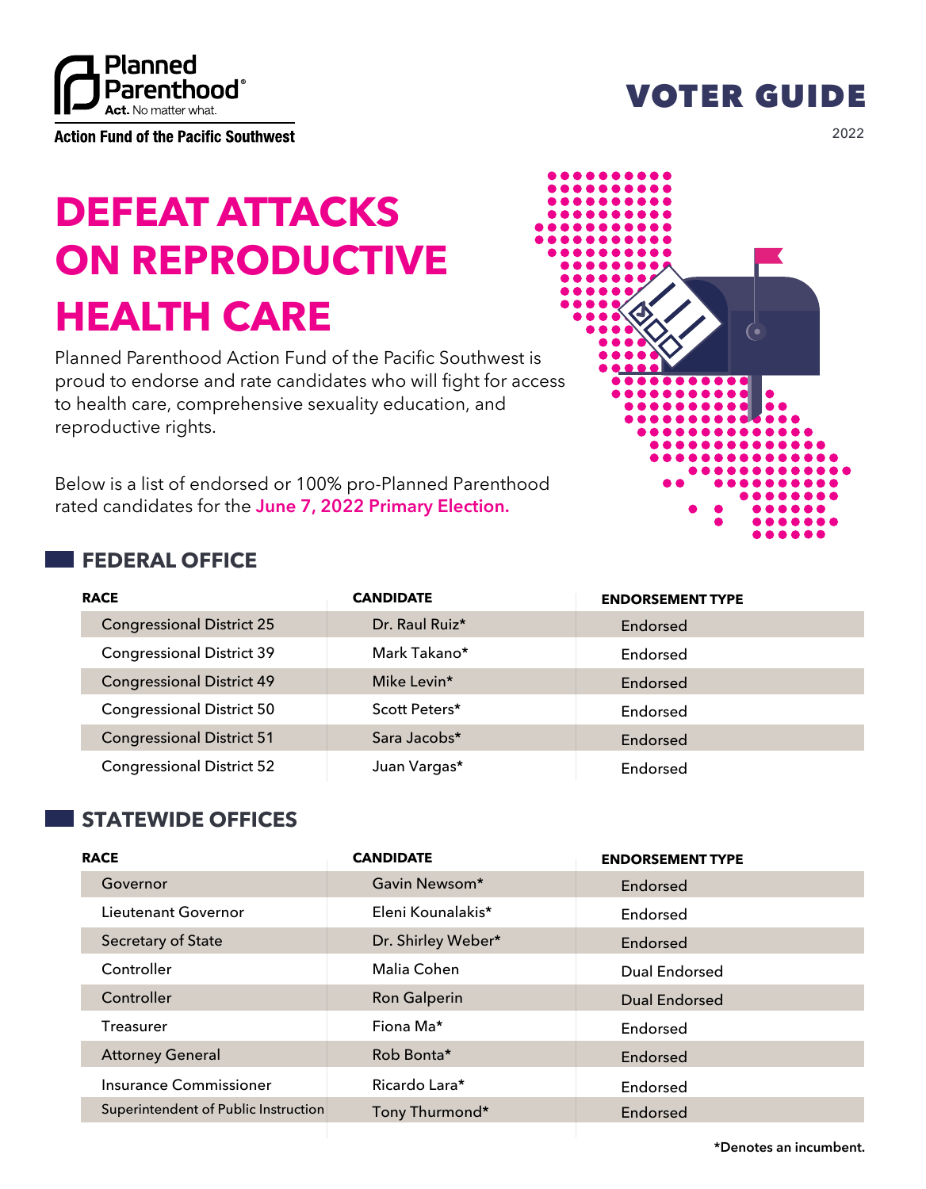Planned Parenthood® Act. No matter what.

Action Fund of the Pacific Southwest

# VOTER GUIDE

2022

# DEFEAT ATTACKS ON REPRODUCTIVE HEALTH CARE

Planned Parenthood Action Fund of the Pacific Southwest is proud to endorse and rate candidates who will fight for access to health care, comprehensive sexuality education, and reproductive rights.

Below is a list of endorsed or 100% pro-Planned Parenthood rated candidates for the **June 7, 2022 Primary Election.**

## FEDERAL OFFICE

| RACE | CANDIDATE | ENDORSEMENT TYPE |
|---|---|---|
| Congressional District 25 | Dr. Raul Ruiz* | Endorsed |
| Congressional District 39 | Mark Takano* | Endorsed |
| Congressional District 49 | Mike Levin* | Endorsed |
| Congressional District 50 | Scott Peters* | Endorsed |
| Congressional District 51 | Sara Jacobs* | Endorsed |
| Congressional District 52 | Juan Vargas* | Endorsed |

## STATEWIDE OFFICES

| RACE | CANDIDATE | ENDORSEMENT TYPE |
|---|---|---|
| Governor | Gavin Newsom* | Endorsed |
| Lieutenant Governor | Eleni Kounalakis* | Endorsed |
| Secretary of State | Dr. Shirley Weber* | Endorsed |
| Controller | Malia Cohen | Dual Endorsed |
| Controller | Ron Galperin | Dual Endorsed |
| Treasurer | Fiona Ma* | Endorsed |
| Attorney General | Rob Bonta* | Endorsed |
| Insurance Commissioner | Ricardo Lara* | Endorsed |
| Superintendent of Public Instruction | Tony Thurmond* | Endorsed |

**\*Denotes an incumbent.**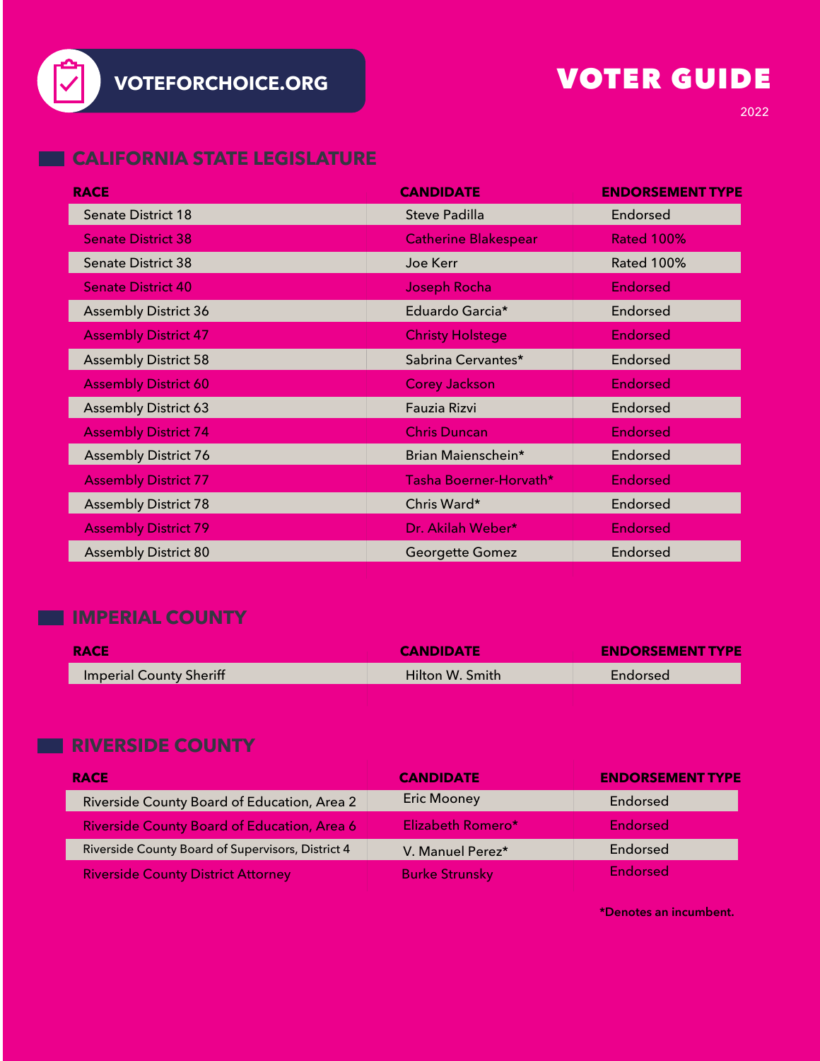VOTEFORCHOICE.ORG

# VOTER GUIDE

2022

## CALIFORNIA STATE LEGISLATURE

| RACE | CANDIDATE | ENDORSEMENT TYPE |
|---|---|---|
| Senate District 18 | Steve Padilla | Endorsed |
| Senate District 38 | Catherine Blakespear | Rated 100% |
| Senate District 38 | Joe Kerr | Rated 100% |
| Senate District 40 | Joseph Rocha | Endorsed |
| Assembly District 36 | Eduardo Garcia* | Endorsed |
| Assembly District 47 | Christy Holstege | Endorsed |
| Assembly District 58 | Sabrina Cervantes* | Endorsed |
| Assembly District 60 | Corey Jackson | Endorsed |
| Assembly District 63 | Fauzia Rizvi | Endorsed |
| Assembly District 74 | Chris Duncan | Endorsed |
| Assembly District 76 | Brian Maienschein* | Endorsed |
| Assembly District 77 | Tasha Boerner-Horvath* | Endorsed |
| Assembly District 78 | Chris Ward* | Endorsed |
| Assembly District 79 | Dr. Akilah Weber* | Endorsed |
| Assembly District 80 | Georgette Gomez | Endorsed |

## IMPERIAL COUNTY

| RACE | CANDIDATE | ENDORSEMENT TYPE |
|---|---|---|
| Imperial County Sheriff | Hilton W. Smith | Endorsed |

## RIVERSIDE COUNTY

| RACE | CANDIDATE | ENDORSEMENT TYPE |
|---|---|---|
| Riverside County Board of Education, Area 2 | Eric Mooney | Endorsed |
| Riverside County Board of Education, Area 6 | Elizabeth Romero* | Endorsed |
| Riverside County Board of Supervisors, District 4 | V. Manuel Perez* | Endorsed |
| Riverside County District Attorney | Burke Strunsky | Endorsed |

*Denotes an incumbent.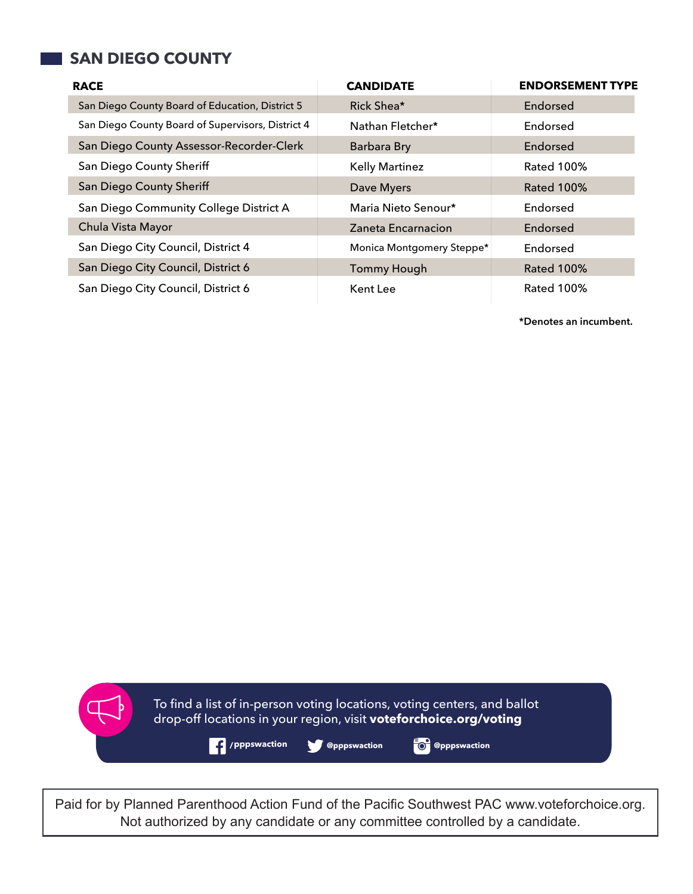## SAN DIEGO COUNTY

| RACE | CANDIDATE | ENDORSEMENT TYPE |
| --- | --- | --- |
| San Diego County Board of Education, District 5 | Rick Shea* | Endorsed |
| San Diego County Board of Supervisors, District 4 | Nathan Fletcher* | Endorsed |
| San Diego County Assessor-Recorder-Clerk | Barbara Bry | Endorsed |
| San Diego County Sheriff | Kelly Martinez | Rated 100% |
| San Diego County Sheriff | Dave Myers | Rated 100% |
| San Diego Community College District A | Maria Nieto Senour* | Endorsed |
| Chula Vista Mayor | Zaneta Encarnacion | Endorsed |
| San Diego City Council, District 4 | Monica Montgomery Steppe* | Endorsed |
| San Diego City Council, District 6 | Tommy Hough | Rated 100% |
| San Diego City Council, District 6 | Kent Lee | Rated 100% |

**\*Denotes an incumbent.**

To find a list of in-person voting locations, voting centers, and ballot drop-off locations in your region, visit **voteforchoice.org/voting**

/pppswaction @pppswaction @pppswaction

Paid for by Planned Parenthood Action Fund of the Pacific Southwest PAC www.voteforchoice.org. Not authorized by any candidate or any committee controlled by a candidate.